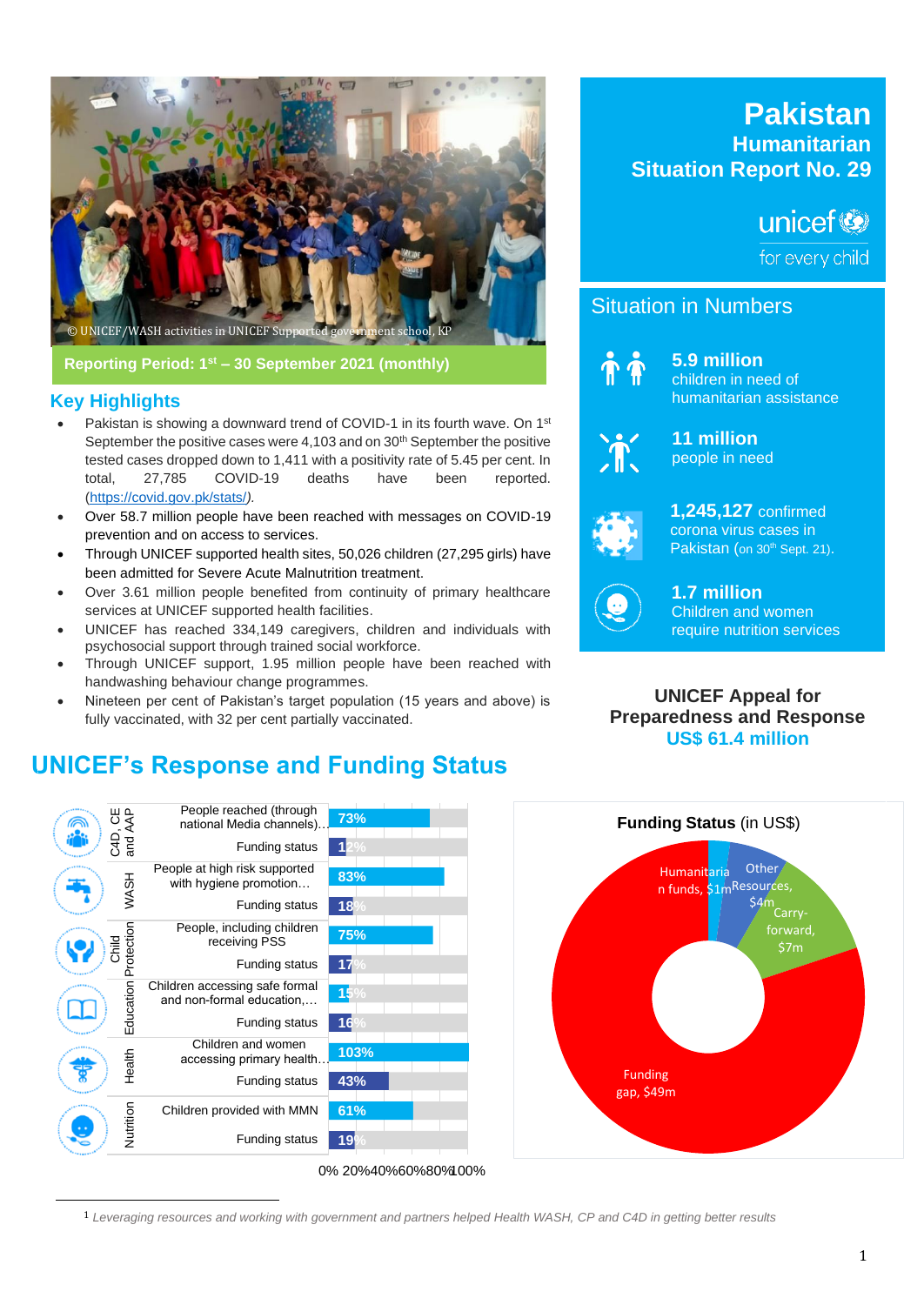# Pakistan
## Humanitarian Situation Report No. 29

unicef for every child

© UNICEF/WASH activities in UNICEF Supported government school, KP

**Reporting Period: 1st – 30 September 2021 (monthly)**

## Situation in Numbers

**5.9 million** children in need of humanitarian assistance

**11 million** people in need

**1,245,127** confirmed corona virus cases in Pakistan (on 30th Sept. 21).

**1.7 million** Children and women require nutrition services

## Key Highlights

- Pakistan is showing a downward trend of COVID-1 in its fourth wave. On 1st September the positive cases were 4,103 and on 30th September the positive tested cases dropped down to 1,411 with a positivity rate of 5.45 per cent. In total, 27,785 COVID-19 deaths have been reported. (https://covid.gov.pk/stats/).
- Over 58.7 million people have been reached with messages on COVID-19 prevention and on access to services.
- Through UNICEF supported health sites, 50,026 children (27,295 girls) have been admitted for Severe Acute Malnutrition treatment.
- Over 3.61 million people benefited from continuity of primary healthcare services at UNICEF supported health facilities.
- UNICEF has reached 334,149 caregivers, children and individuals with psychosocial support through trained social workforce.
- Through UNICEF support, 1.95 million people have been reached with handwashing behaviour change programmes.
- Nineteen per cent of Pakistan's target population (15 years and above) is fully vaccinated, with 32 per cent partially vaccinated.

**UNICEF Appeal for Preparedness and Response**
**US$ 61.4 million**

## UNICEF's Response and Funding Status

| Sector | Indicator | % |
|---|---|---|
| C4D, CE and AAP | People reached (through national Media channels)… | 73% |
| | Funding status | 12% |
| WASH | People at high risk supported with hygiene promotion… | 83% |
| | Funding status | 18% |
| Child Protection | People, including children receiving PSS | 75% |
| | Funding status | 17% |
| Education | Children accessing safe formal and non-formal education,… | 15% |
| | Funding status | 16% |
| Health | Children and women accessing primary health… | 103% |
| | Funding status | 43% |
| Nutrition | Children provided with MMN | 61% |
| | Funding status | 19% |

**Funding Status** (in US$)

- Humanitarian funds, $1m
- Other Resources, $4m
- Carry-forward, $7m
- Funding gap, $49m

[1] *Leveraging resources and working with government and partners helped Health WASH, CP and C4D in getting better results*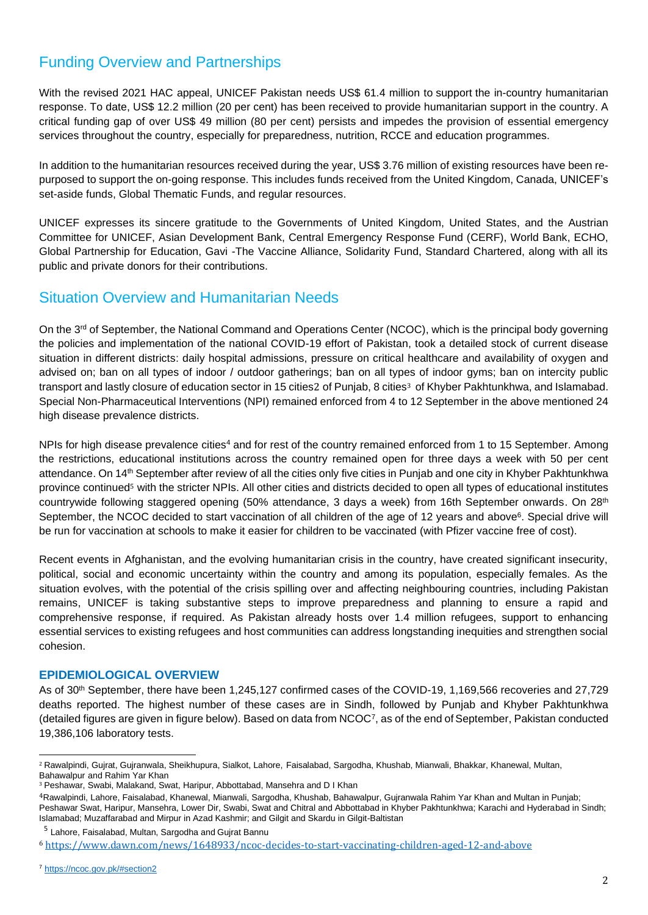## Funding Overview and Partnerships

With the revised 2021 HAC appeal, UNICEF Pakistan needs US$ 61.4 million to support the in-country humanitarian response. To date, US$ 12.2 million (20 per cent) has been received to provide humanitarian support in the country. A critical funding gap of over US$ 49 million (80 per cent) persists and impedes the provision of essential emergency services throughout the country, especially for preparedness, nutrition, RCCE and education programmes.

In addition to the humanitarian resources received during the year, US$ 3.76 million of existing resources have been re-purposed to support the on-going response. This includes funds received from the United Kingdom, Canada, UNICEF's set-aside funds, Global Thematic Funds, and regular resources.

UNICEF expresses its sincere gratitude to the Governments of United Kingdom, United States, and the Austrian Committee for UNICEF, Asian Development Bank, Central Emergency Response Fund (CERF), World Bank, ECHO, Global Partnership for Education, Gavi -The Vaccine Alliance, Solidarity Fund, Standard Chartered, along with all its public and private donors for their contributions.

## Situation Overview and Humanitarian Needs

On the 3rd of September, the National Command and Operations Center (NCOC), which is the principal body governing the policies and implementation of the national COVID-19 effort of Pakistan, took a detailed stock of current disease situation in different districts: daily hospital admissions, pressure on critical healthcare and availability of oxygen and advised on; ban on all types of indoor / outdoor gatherings; ban on all types of indoor gyms; ban on intercity public transport and lastly closure of education sector in 15 cities[2] of Punjab, 8 cities[3] of Khyber Pakhtunkhwa, and Islamabad. Special Non-Pharmaceutical Interventions (NPI) remained enforced from 4 to 12 September in the above mentioned 24 high disease prevalence districts.

NPIs for high disease prevalence cities[4] and for rest of the country remained enforced from 1 to 15 September. Among the restrictions, educational institutions across the country remained open for three days a week with 50 per cent attendance. On 14th September after review of all the cities only five cities in Punjab and one city in Khyber Pakhtunkhwa province continued[5] with the stricter NPIs. All other cities and districts decided to open all types of educational institutes countrywide following staggered opening (50% attendance, 3 days a week) from 16th September onwards. On 28th September, the NCOC decided to start vaccination of all children of the age of 12 years and above[6]. Special drive will be run for vaccination at schools to make it easier for children to be vaccinated (with Pfizer vaccine free of cost).

Recent events in Afghanistan, and the evolving humanitarian crisis in the country, have created significant insecurity, political, social and economic uncertainty within the country and among its population, especially females. As the situation evolves, with the potential of the crisis spilling over and affecting neighbouring countries, including Pakistan remains, UNICEF is taking substantive steps to improve preparedness and planning to ensure a rapid and comprehensive response, if required. As Pakistan already hosts over 1.4 million refugees, support to enhancing essential services to existing refugees and host communities can address longstanding inequities and strengthen social cohesion.

### EPIDEMIOLOGICAL OVERVIEW

As of 30th September, there have been 1,245,127 confirmed cases of the COVID-19, 1,169,566 recoveries and 27,729 deaths reported. The highest number of these cases are in Sindh, followed by Punjab and Khyber Pakhtunkhwa (detailed figures are given in figure below). Based on data from NCOC[7], as of the end of September, Pakistan conducted 19,386,106 laboratory tests.

---

[2] Rawalpindi, Gujrat, Gujranwala, Sheikhupura, Sialkot, Lahore, Faisalabad, Sargodha, Khushab, Mianwali, Bhakkar, Khanewal, Multan, Bahawalpur and Rahim Yar Khan

[3] Peshawar, Swabi, Malakand, Swat, Haripur, Abbottabad, Mansehra and D I Khan

[4] Rawalpindi, Lahore, Faisalabad, Khanewal, Mianwali, Sargodha, Khushab, Bahawalpur, Gujranwala Rahim Yar Khan and Multan in Punjab; Peshawar Swat, Haripur, Mansehra, Lower Dir, Swabi, Swat and Chitral and Abbottabad in Khyber Pakhtunkhwa; Karachi and Hyderabad in Sindh; Islamabad; Muzaffarabad and Mirpur in Azad Kashmir; and Gilgit and Skardu in Gilgit-Baltistan

[5] Lahore, Faisalabad, Multan, Sargodha and Gujrat Bannu

[6] https://www.dawn.com/news/1648933/ncoc-decides-to-start-vaccinating-children-aged-12-and-above

[7] https://ncoc.gov.pk/#section2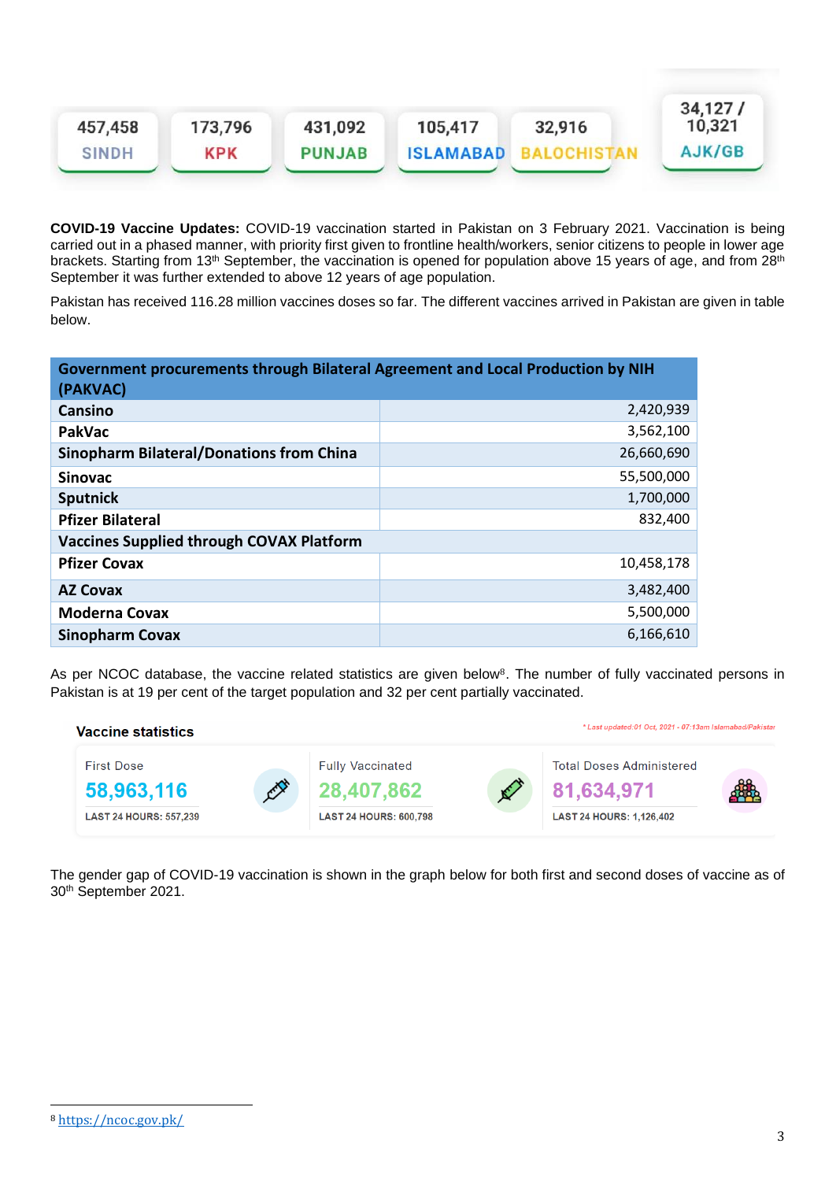| 457,458 | 173,796 | 431,092 | 105,417 | 32,916 | 34,127 / 10,321 |
|---|---|---|---|---|---|
| SINDH | KPK | PUNJAB | ISLAMABAD | BALOCHISTAN | AJK/GB |

**COVID-19 Vaccine Updates:** COVID-19 vaccination started in Pakistan on 3 February 2021. Vaccination is being carried out in a phased manner, with priority first given to frontline health/workers, senior citizens to people in lower age brackets. Starting from 13th September, the vaccination is opened for population above 15 years of age, and from 28th September it was further extended to above 12 years of age population.

Pakistan has received 116.28 million vaccines doses so far. The different vaccines arrived in Pakistan are given in table below.

| Government procurements through Bilateral Agreement and Local Production by NIH (PAKVAC) | |
|---|---|
| Cansino | 2,420,939 |
| PakVac | 3,562,100 |
| Sinopharm Bilateral/Donations from China | 26,660,690 |
| Sinovac | 55,500,000 |
| Sputnick | 1,700,000 |
| Pfizer Bilateral | 832,400 |
| **Vaccines Supplied through COVAX Platform** | |
| Pfizer Covax | 10,458,178 |
| AZ Covax | 3,482,400 |
| Moderna Covax | 5,500,000 |
| Sinopharm Covax | 6,166,610 |

As per NCOC database, the vaccine related statistics are given below[8]. The number of fully vaccinated persons in Pakistan is at 19 per cent of the target population and 32 per cent partially vaccinated.

**Vaccine statistics**

*Last updated:01 Oct, 2021 - 07:13am Islamabad/Pakistan

| First Dose | Fully Vaccinated | Total Doses Administered |
|---|---|---|
| 58,963,116 | 28,407,862 | 81,634,971 |
| LAST 24 HOURS: 557,239 | LAST 24 HOURS: 600,798 | LAST 24 HOURS: 1,126,402 |

The gender gap of COVID-19 vaccination is shown in the graph below for both first and second doses of vaccine as of 30th September 2021.

[8] https://ncoc.gov.pk/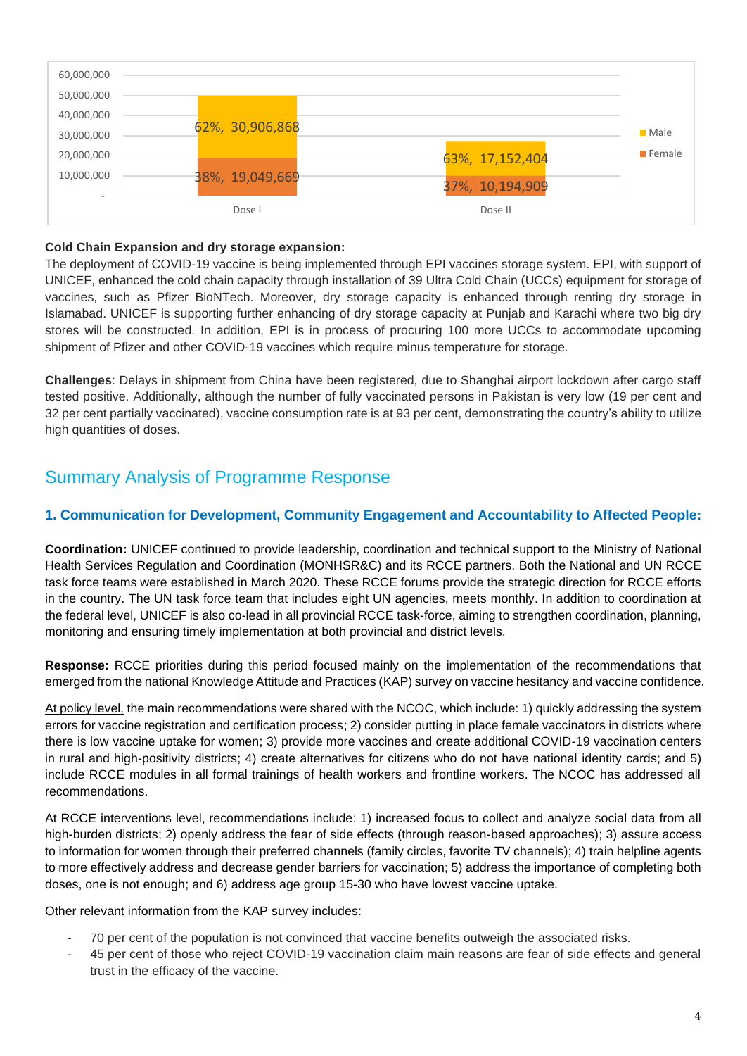| | Male | Female |
|---|---|---|
| Dose I | 62%, 30,906,868 | 38%, 19,049,669 |
| Dose II | 63%, 17,152,404 | 37%, 10,194,909 |

**Cold Chain Expansion and dry storage expansion:**
The deployment of COVID-19 vaccine is being implemented through EPI vaccines storage system. EPI, with support of UNICEF, enhanced the cold chain capacity through installation of 39 Ultra Cold Chain (UCCs) equipment for storage of vaccines, such as Pfizer BioNTech. Moreover, dry storage capacity is enhanced through renting dry storage in Islamabad. UNICEF is supporting further enhancing of dry storage capacity at Punjab and Karachi where two big dry stores will be constructed. In addition, EPI is in process of procuring 100 more UCCs to accommodate upcoming shipment of Pfizer and other COVID-19 vaccines which require minus temperature for storage.

**Challenges**: Delays in shipment from China have been registered, due to Shanghai airport lockdown after cargo staff tested positive. Additionally, although the number of fully vaccinated persons in Pakistan is very low (19 per cent and 32 per cent partially vaccinated), vaccine consumption rate is at 93 per cent, demonstrating the country's ability to utilize high quantities of doses.

## Summary Analysis of Programme Response

### 1. Communication for Development, Community Engagement and Accountability to Affected People:

**Coordination:** UNICEF continued to provide leadership, coordination and technical support to the Ministry of National Health Services Regulation and Coordination (MONHSR&C) and its RCCE partners. Both the National and UN RCCE task force teams were established in March 2020. These RCCE forums provide the strategic direction for RCCE efforts in the country. The UN task force team that includes eight UN agencies, meets monthly. In addition to coordination at the federal level, UNICEF is also co-lead in all provincial RCCE task-force, aiming to strengthen coordination, planning, monitoring and ensuring timely implementation at both provincial and district levels.

**Response:** RCCE priorities during this period focused mainly on the implementation of the recommendations that emerged from the national Knowledge Attitude and Practices (KAP) survey on vaccine hesitancy and vaccine confidence.

At policy level, the main recommendations were shared with the NCOC, which include: 1) quickly addressing the system errors for vaccine registration and certification process; 2) consider putting in place female vaccinators in districts where there is low vaccine uptake for women; 3) provide more vaccines and create additional COVID-19 vaccination centers in rural and high-positivity districts; 4) create alternatives for citizens who do not have national identity cards; and 5) include RCCE modules in all formal trainings of health workers and frontline workers. The NCOC has addressed all recommendations.

At RCCE interventions level, recommendations include: 1) increased focus to collect and analyze social data from all high-burden districts; 2) openly address the fear of side effects (through reason-based approaches); 3) assure access to information for women through their preferred channels (family circles, favorite TV channels); 4) train helpline agents to more effectively address and decrease gender barriers for vaccination; 5) address the importance of completing both doses, one is not enough; and 6) address age group 15-30 who have lowest vaccine uptake.

Other relevant information from the KAP survey includes:

- 70 per cent of the population is not convinced that vaccine benefits outweigh the associated risks.
- 45 per cent of those who reject COVID-19 vaccination claim main reasons are fear of side effects and general trust in the efficacy of the vaccine.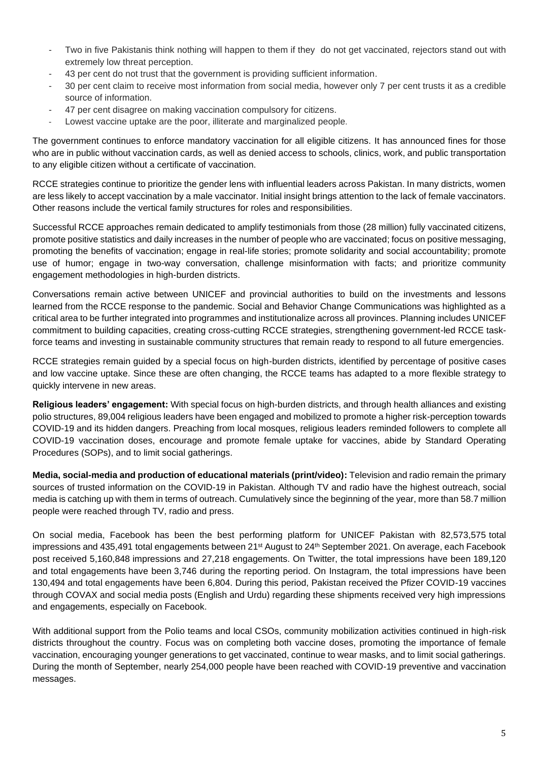- Two in five Pakistanis think nothing will happen to them if they do not get vaccinated, rejectors stand out with extremely low threat perception.
- 43 per cent do not trust that the government is providing sufficient information.
- 30 per cent claim to receive most information from social media, however only 7 per cent trusts it as a credible source of information.
- 47 per cent disagree on making vaccination compulsory for citizens.
- Lowest vaccine uptake are the poor, illiterate and marginalized people.

The government continues to enforce mandatory vaccination for all eligible citizens. It has announced fines for those who are in public without vaccination cards, as well as denied access to schools, clinics, work, and public transportation to any eligible citizen without a certificate of vaccination.

RCCE strategies continue to prioritize the gender lens with influential leaders across Pakistan. In many districts, women are less likely to accept vaccination by a male vaccinator. Initial insight brings attention to the lack of female vaccinators. Other reasons include the vertical family structures for roles and responsibilities.

Successful RCCE approaches remain dedicated to amplify testimonials from those (28 million) fully vaccinated citizens, promote positive statistics and daily increases in the number of people who are vaccinated; focus on positive messaging, promoting the benefits of vaccination; engage in real-life stories; promote solidarity and social accountability; promote use of humor; engage in two-way conversation, challenge misinformation with facts; and prioritize community engagement methodologies in high-burden districts.

Conversations remain active between UNICEF and provincial authorities to build on the investments and lessons learned from the RCCE response to the pandemic. Social and Behavior Change Communications was highlighted as a critical area to be further integrated into programmes and institutionalize across all provinces. Planning includes UNICEF commitment to building capacities, creating cross-cutting RCCE strategies, strengthening government-led RCCE task-force teams and investing in sustainable community structures that remain ready to respond to all future emergencies.

RCCE strategies remain guided by a special focus on high-burden districts, identified by percentage of positive cases and low vaccine uptake. Since these are often changing, the RCCE teams has adapted to a more flexible strategy to quickly intervene in new areas.

**Religious leaders' engagement:** With special focus on high-burden districts, and through health alliances and existing polio structures, 89,004 religious leaders have been engaged and mobilized to promote a higher risk-perception towards COVID-19 and its hidden dangers. Preaching from local mosques, religious leaders reminded followers to complete all COVID-19 vaccination doses, encourage and promote female uptake for vaccines, abide by Standard Operating Procedures (SOPs), and to limit social gatherings.

**Media, social-media and production of educational materials (print/video):** Television and radio remain the primary sources of trusted information on the COVID-19 in Pakistan. Although TV and radio have the highest outreach, social media is catching up with them in terms of outreach. Cumulatively since the beginning of the year, more than 58.7 million people were reached through TV, radio and press.

On social media, Facebook has been the best performing platform for UNICEF Pakistan with 82,573,575 total impressions and 435,491 total engagements between 21st August to 24th September 2021. On average, each Facebook post received 5,160,848 impressions and 27,218 engagements. On Twitter, the total impressions have been 189,120 and total engagements have been 3,746 during the reporting period. On Instagram, the total impressions have been 130,494 and total engagements have been 6,804. During this period, Pakistan received the Pfizer COVID-19 vaccines through COVAX and social media posts (English and Urdu) regarding these shipments received very high impressions and engagements, especially on Facebook.

With additional support from the Polio teams and local CSOs, community mobilization activities continued in high-risk districts throughout the country. Focus was on completing both vaccine doses, promoting the importance of female vaccination, encouraging younger generations to get vaccinated, continue to wear masks, and to limit social gatherings. During the month of September, nearly 254,000 people have been reached with COVID-19 preventive and vaccination messages.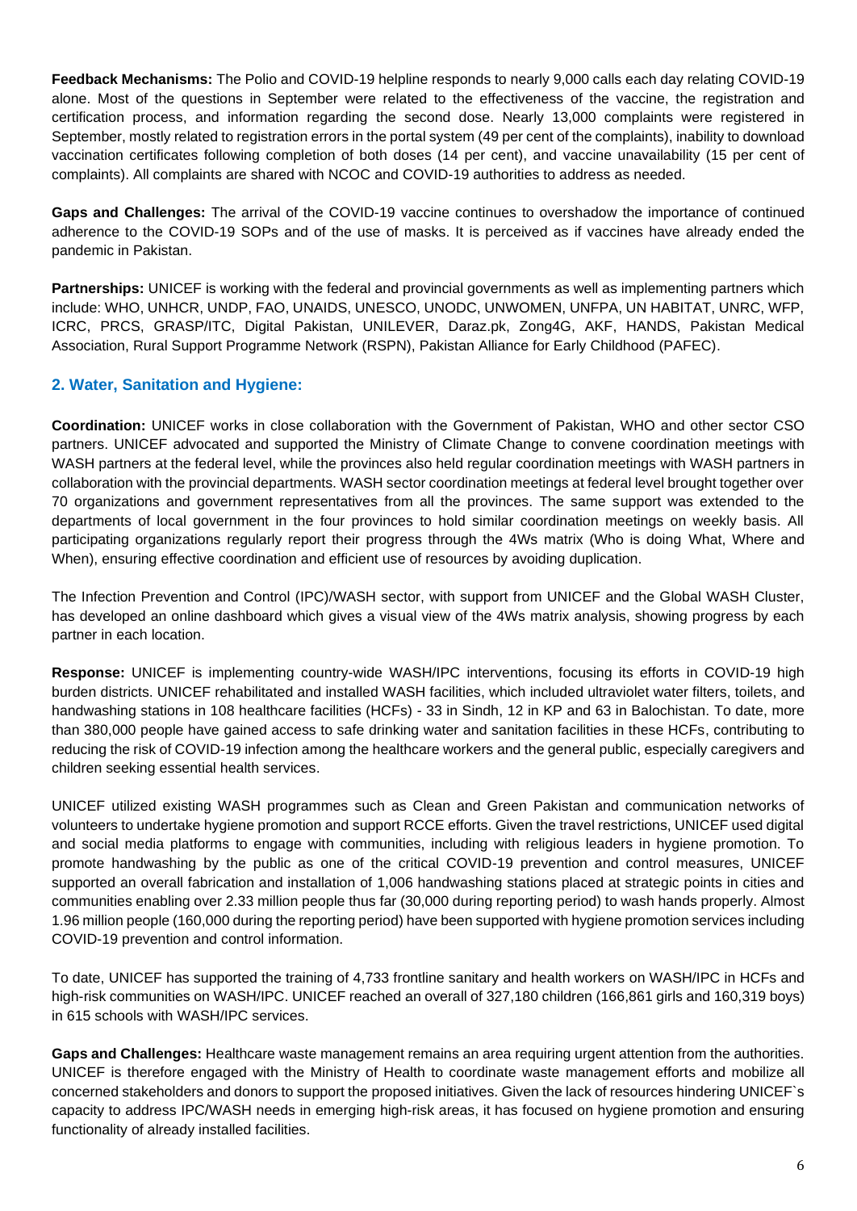**Feedback Mechanisms:** The Polio and COVID-19 helpline responds to nearly 9,000 calls each day relating COVID-19 alone. Most of the questions in September were related to the effectiveness of the vaccine, the registration and certification process, and information regarding the second dose. Nearly 13,000 complaints were registered in September, mostly related to registration errors in the portal system (49 per cent of the complaints), inability to download vaccination certificates following completion of both doses (14 per cent), and vaccine unavailability (15 per cent of complaints). All complaints are shared with NCOC and COVID-19 authorities to address as needed.

**Gaps and Challenges:** The arrival of the COVID-19 vaccine continues to overshadow the importance of continued adherence to the COVID-19 SOPs and of the use of masks. It is perceived as if vaccines have already ended the pandemic in Pakistan.

**Partnerships:** UNICEF is working with the federal and provincial governments as well as implementing partners which include: WHO, UNHCR, UNDP, FAO, UNAIDS, UNESCO, UNODC, UNWOMEN, UNFPA, UN HABITAT, UNRC, WFP, ICRC, PRCS, GRASP/ITC, Digital Pakistan, UNILEVER, Daraz.pk, Zong4G, AKF, HANDS, Pakistan Medical Association, Rural Support Programme Network (RSPN), Pakistan Alliance for Early Childhood (PAFEC).

## 2. Water, Sanitation and Hygiene:

**Coordination:** UNICEF works in close collaboration with the Government of Pakistan, WHO and other sector CSO partners. UNICEF advocated and supported the Ministry of Climate Change to convene coordination meetings with WASH partners at the federal level, while the provinces also held regular coordination meetings with WASH partners in collaboration with the provincial departments. WASH sector coordination meetings at federal level brought together over 70 organizations and government representatives from all the provinces. The same support was extended to the departments of local government in the four provinces to hold similar coordination meetings on weekly basis. All participating organizations regularly report their progress through the 4Ws matrix (Who is doing What, Where and When), ensuring effective coordination and efficient use of resources by avoiding duplication.

The Infection Prevention and Control (IPC)/WASH sector, with support from UNICEF and the Global WASH Cluster, has developed an online dashboard which gives a visual view of the 4Ws matrix analysis, showing progress by each partner in each location.

**Response:** UNICEF is implementing country-wide WASH/IPC interventions, focusing its efforts in COVID-19 high burden districts. UNICEF rehabilitated and installed WASH facilities, which included ultraviolet water filters, toilets, and handwashing stations in 108 healthcare facilities (HCFs) - 33 in Sindh, 12 in KP and 63 in Balochistan. To date, more than 380,000 people have gained access to safe drinking water and sanitation facilities in these HCFs, contributing to reducing the risk of COVID-19 infection among the healthcare workers and the general public, especially caregivers and children seeking essential health services.

UNICEF utilized existing WASH programmes such as Clean and Green Pakistan and communication networks of volunteers to undertake hygiene promotion and support RCCE efforts. Given the travel restrictions, UNICEF used digital and social media platforms to engage with communities, including with religious leaders in hygiene promotion. To promote handwashing by the public as one of the critical COVID-19 prevention and control measures, UNICEF supported an overall fabrication and installation of 1,006 handwashing stations placed at strategic points in cities and communities enabling over 2.33 million people thus far (30,000 during reporting period) to wash hands properly. Almost 1.96 million people (160,000 during the reporting period) have been supported with hygiene promotion services including COVID-19 prevention and control information.

To date, UNICEF has supported the training of 4,733 frontline sanitary and health workers on WASH/IPC in HCFs and high-risk communities on WASH/IPC. UNICEF reached an overall of 327,180 children (166,861 girls and 160,319 boys) in 615 schools with WASH/IPC services.

**Gaps and Challenges:** Healthcare waste management remains an area requiring urgent attention from the authorities. UNICEF is therefore engaged with the Ministry of Health to coordinate waste management efforts and mobilize all concerned stakeholders and donors to support the proposed initiatives. Given the lack of resources hindering UNICEF`s capacity to address IPC/WASH needs in emerging high-risk areas, it has focused on hygiene promotion and ensuring functionality of already installed facilities.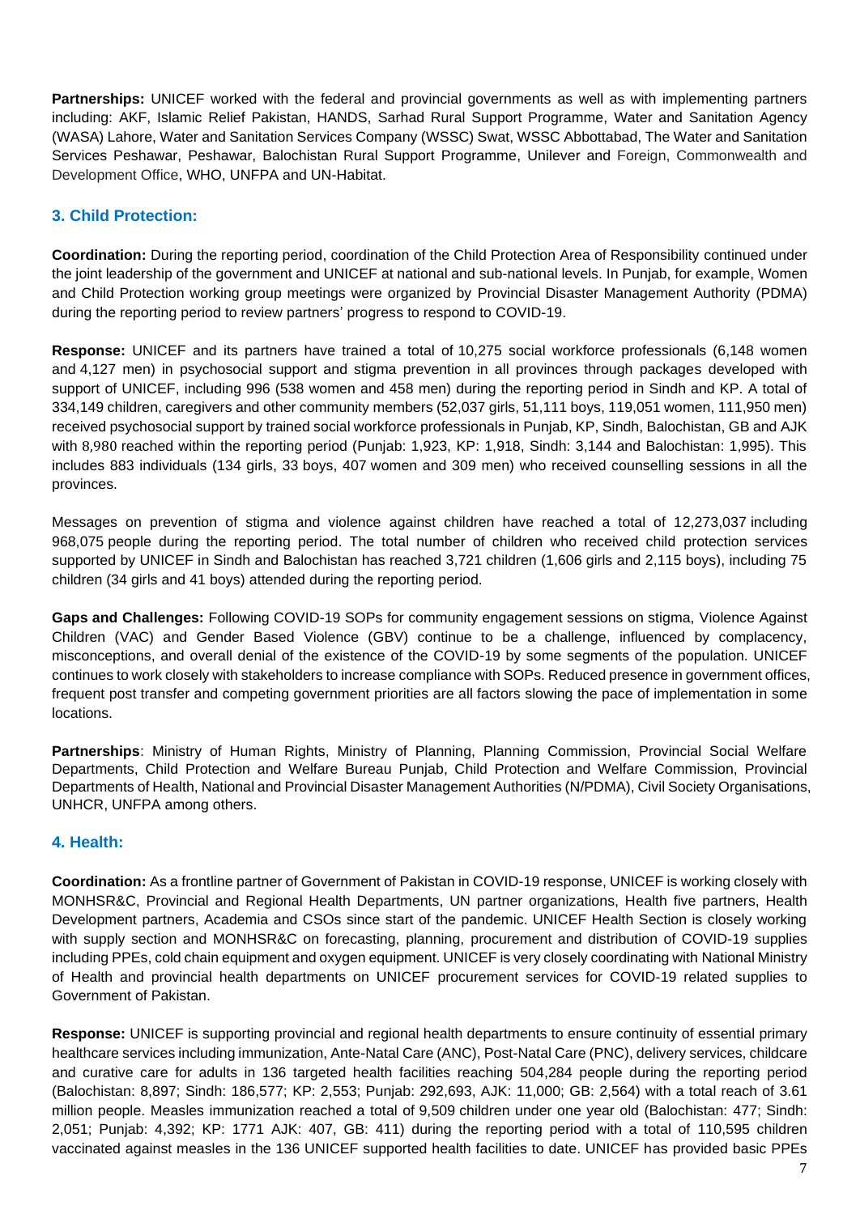**Partnerships:** UNICEF worked with the federal and provincial governments as well as with implementing partners including: AKF, Islamic Relief Pakistan, HANDS, Sarhad Rural Support Programme, Water and Sanitation Agency (WASA) Lahore, Water and Sanitation Services Company (WSSC) Swat, WSSC Abbottabad, The Water and Sanitation Services Peshawar, Peshawar, Balochistan Rural Support Programme, Unilever and Foreign, Commonwealth and Development Office, WHO, UNFPA and UN-Habitat.

### 3. Child Protection:

**Coordination:** During the reporting period, coordination of the Child Protection Area of Responsibility continued under the joint leadership of the government and UNICEF at national and sub-national levels. In Punjab, for example, Women and Child Protection working group meetings were organized by Provincial Disaster Management Authority (PDMA) during the reporting period to review partners' progress to respond to COVID-19.

**Response:** UNICEF and its partners have trained a total of 10,275 social workforce professionals (6,148 women and 4,127 men) in psychosocial support and stigma prevention in all provinces through packages developed with support of UNICEF, including 996 (538 women and 458 men) during the reporting period in Sindh and KP. A total of 334,149 children, caregivers and other community members (52,037 girls, 51,111 boys, 119,051 women, 111,950 men) received psychosocial support by trained social workforce professionals in Punjab, KP, Sindh, Balochistan, GB and AJK with 8,980 reached within the reporting period (Punjab: 1,923, KP: 1,918, Sindh: 3,144 and Balochistan: 1,995). This includes 883 individuals (134 girls, 33 boys, 407 women and 309 men) who received counselling sessions in all the provinces.

Messages on prevention of stigma and violence against children have reached a total of 12,273,037 including 968,075 people during the reporting period. The total number of children who received child protection services supported by UNICEF in Sindh and Balochistan has reached 3,721 children (1,606 girls and 2,115 boys), including 75 children (34 girls and 41 boys) attended during the reporting period.

**Gaps and Challenges:** Following COVID-19 SOPs for community engagement sessions on stigma, Violence Against Children (VAC) and Gender Based Violence (GBV) continue to be a challenge, influenced by complacency, misconceptions, and overall denial of the existence of the COVID-19 by some segments of the population. UNICEF continues to work closely with stakeholders to increase compliance with SOPs. Reduced presence in government offices, frequent post transfer and competing government priorities are all factors slowing the pace of implementation in some locations.

**Partnerships**: Ministry of Human Rights, Ministry of Planning, Planning Commission, Provincial Social Welfare Departments, Child Protection and Welfare Bureau Punjab, Child Protection and Welfare Commission, Provincial Departments of Health, National and Provincial Disaster Management Authorities (N/PDMA), Civil Society Organisations, UNHCR, UNFPA among others.

### 4. Health:

**Coordination:** As a frontline partner of Government of Pakistan in COVID-19 response, UNICEF is working closely with MONHSR&C, Provincial and Regional Health Departments, UN partner organizations, Health five partners, Health Development partners, Academia and CSOs since start of the pandemic. UNICEF Health Section is closely working with supply section and MONHSR&C on forecasting, planning, procurement and distribution of COVID-19 supplies including PPEs, cold chain equipment and oxygen equipment. UNICEF is very closely coordinating with National Ministry of Health and provincial health departments on UNICEF procurement services for COVID-19 related supplies to Government of Pakistan.

**Response:** UNICEF is supporting provincial and regional health departments to ensure continuity of essential primary healthcare services including immunization, Ante-Natal Care (ANC), Post-Natal Care (PNC), delivery services, childcare and curative care for adults in 136 targeted health facilities reaching 504,284 people during the reporting period (Balochistan: 8,897; Sindh: 186,577; KP: 2,553; Punjab: 292,693, AJK: 11,000; GB: 2,564) with a total reach of 3.61 million people. Measles immunization reached a total of 9,509 children under one year old (Balochistan: 477; Sindh: 2,051; Punjab: 4,392; KP: 1771 AJK: 407, GB: 411) during the reporting period with a total of 110,595 children vaccinated against measles in the 136 UNICEF supported health facilities to date. UNICEF has provided basic PPEs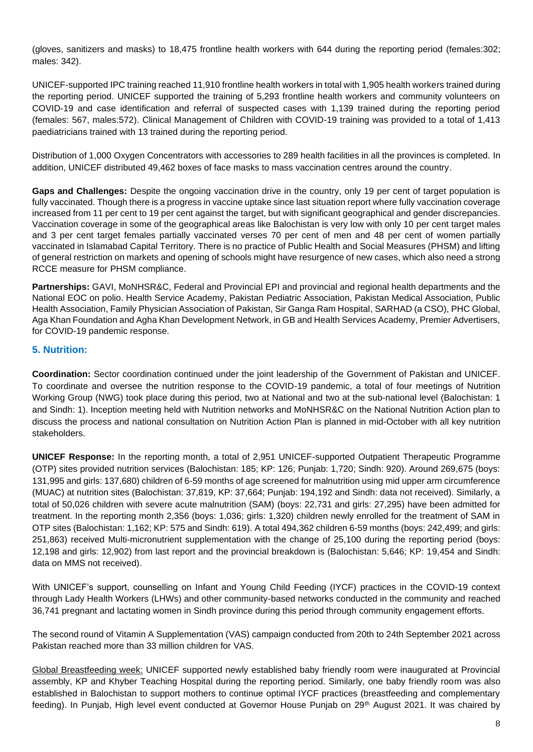(gloves, sanitizers and masks) to 18,475 frontline health workers with 644 during the reporting period (females:302; males: 342).

UNICEF-supported IPC training reached 11,910 frontline health workers in total with 1,905 health workers trained during the reporting period. UNICEF supported the training of 5,293 frontline health workers and community volunteers on COVID-19 and case identification and referral of suspected cases with 1,139 trained during the reporting period (females: 567, males:572). Clinical Management of Children with COVID-19 training was provided to a total of 1,413 paediatricians trained with 13 trained during the reporting period.

Distribution of 1,000 Oxygen Concentrators with accessories to 289 health facilities in all the provinces is completed. In addition, UNICEF distributed 49,462 boxes of face masks to mass vaccination centres around the country.

**Gaps and Challenges:** Despite the ongoing vaccination drive in the country, only 19 per cent of target population is fully vaccinated. Though there is a progress in vaccine uptake since last situation report where fully vaccination coverage increased from 11 per cent to 19 per cent against the target, but with significant geographical and gender discrepancies. Vaccination coverage in some of the geographical areas like Balochistan is very low with only 10 per cent target males and 3 per cent target females partially vaccinated verses 70 per cent of men and 48 per cent of women partially vaccinated in Islamabad Capital Territory. There is no practice of Public Health and Social Measures (PHSM) and lifting of general restriction on markets and opening of schools might have resurgence of new cases, which also need a strong RCCE measure for PHSM compliance.

**Partnerships:** GAVI, MoNHSR&C, Federal and Provincial EPI and provincial and regional health departments and the National EOC on polio. Health Service Academy, Pakistan Pediatric Association, Pakistan Medical Association, Public Health Association, Family Physician Association of Pakistan, Sir Ganga Ram Hospital, SARHAD (a CSO), PHC Global, Aga Khan Foundation and Agha Khan Development Network, in GB and Health Services Academy, Premier Advertisers, for COVID-19 pandemic response.

## 5. Nutrition:

**Coordination:** Sector coordination continued under the joint leadership of the Government of Pakistan and UNICEF. To coordinate and oversee the nutrition response to the COVID-19 pandemic, a total of four meetings of Nutrition Working Group (NWG) took place during this period, two at National and two at the sub-national level (Balochistan: 1 and Sindh: 1). Inception meeting held with Nutrition networks and MoNHSR&C on the National Nutrition Action plan to discuss the process and national consultation on Nutrition Action Plan is planned in mid-October with all key nutrition stakeholders.

**UNICEF Response:** In the reporting month, a total of 2,951 UNICEF-supported Outpatient Therapeutic Programme (OTP) sites provided nutrition services (Balochistan: 185; KP: 126; Punjab: 1,720; Sindh: 920). Around 269,675 (boys: 131,995 and girls: 137,680) children of 6-59 months of age screened for malnutrition using mid upper arm circumference (MUAC) at nutrition sites (Balochistan: 37,819, KP: 37,664; Punjab: 194,192 and Sindh: data not received). Similarly, a total of 50,026 children with severe acute malnutrition (SAM) (boys: 22,731 and girls: 27,295) have been admitted for treatment. In the reporting month 2,356 (boys: 1,036; girls: 1,320) children newly enrolled for the treatment of SAM in OTP sites (Balochistan: 1,162; KP: 575 and Sindh: 619). A total 494,362 children 6-59 months (boys: 242,499; and girls: 251,863) received Multi-micronutrient supplementation with the change of 25,100 during the reporting period (boys: 12,198 and girls: 12,902) from last report and the provincial breakdown is (Balochistan: 5,646; KP: 19,454 and Sindh: data on MMS not received).

With UNICEF's support, counselling on Infant and Young Child Feeding (IYCF) practices in the COVID-19 context through Lady Health Workers (LHWs) and other community-based networks conducted in the community and reached 36,741 pregnant and lactating women in Sindh province during this period through community engagement efforts.

The second round of Vitamin A Supplementation (VAS) campaign conducted from 20th to 24th September 2021 across Pakistan reached more than 33 million children for VAS.

<u>Global Breastfeeding week:</u> UNICEF supported newly established baby friendly room were inaugurated at Provincial assembly, KP and Khyber Teaching Hospital during the reporting period. Similarly, one baby friendly room was also established in Balochistan to support mothers to continue optimal IYCF practices (breastfeeding and complementary feeding). In Punjab, High level event conducted at Governor House Punjab on 29th August 2021. It was chaired by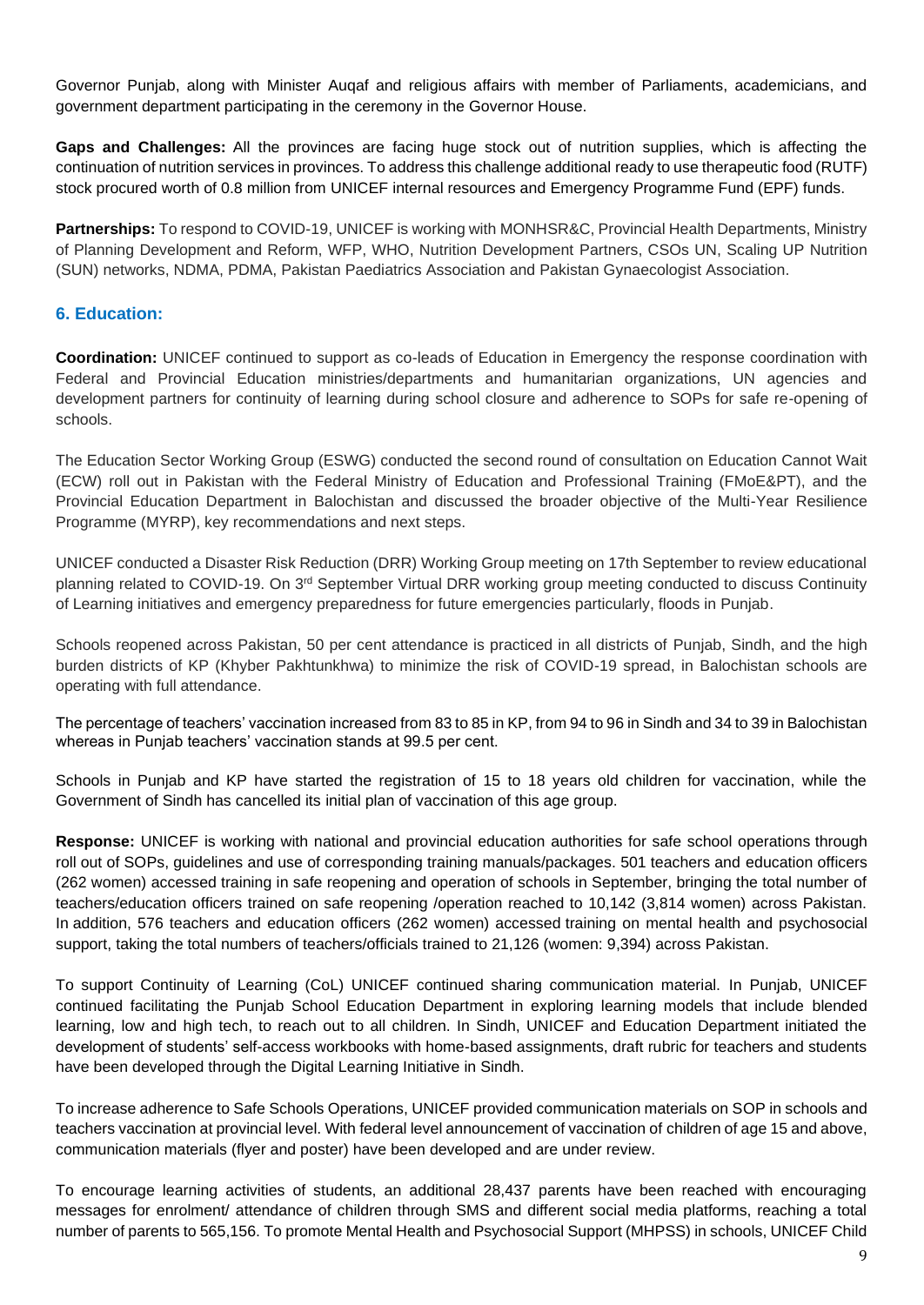Governor Punjab, along with Minister Auqaf and religious affairs with member of Parliaments, academicians, and government department participating in the ceremony in the Governor House.

**Gaps and Challenges:** All the provinces are facing huge stock out of nutrition supplies, which is affecting the continuation of nutrition services in provinces. To address this challenge additional ready to use therapeutic food (RUTF) stock procured worth of 0.8 million from UNICEF internal resources and Emergency Programme Fund (EPF) funds.

**Partnerships:** To respond to COVID-19, UNICEF is working with MONHSR&C, Provincial Health Departments, Ministry of Planning Development and Reform, WFP, WHO, Nutrition Development Partners, CSOs UN, Scaling UP Nutrition (SUN) networks, NDMA, PDMA, Pakistan Paediatrics Association and Pakistan Gynaecologist Association.

## 6. Education:

**Coordination:** UNICEF continued to support as co-leads of Education in Emergency the response coordination with Federal and Provincial Education ministries/departments and humanitarian organizations, UN agencies and development partners for continuity of learning during school closure and adherence to SOPs for safe re-opening of schools.

The Education Sector Working Group (ESWG) conducted the second round of consultation on Education Cannot Wait (ECW) roll out in Pakistan with the Federal Ministry of Education and Professional Training (FMoE&PT), and the Provincial Education Department in Balochistan and discussed the broader objective of the Multi-Year Resilience Programme (MYRP), key recommendations and next steps.

UNICEF conducted a Disaster Risk Reduction (DRR) Working Group meeting on 17th September to review educational planning related to COVID-19. On 3rd September Virtual DRR working group meeting conducted to discuss Continuity of Learning initiatives and emergency preparedness for future emergencies particularly, floods in Punjab.

Schools reopened across Pakistan, 50 per cent attendance is practiced in all districts of Punjab, Sindh, and the high burden districts of KP (Khyber Pakhtunkhwa) to minimize the risk of COVID-19 spread, in Balochistan schools are operating with full attendance.

The percentage of teachers' vaccination increased from 83 to 85 in KP, from 94 to 96 in Sindh and 34 to 39 in Balochistan whereas in Punjab teachers' vaccination stands at 99.5 per cent.

Schools in Punjab and KP have started the registration of 15 to 18 years old children for vaccination, while the Government of Sindh has cancelled its initial plan of vaccination of this age group.

**Response:** UNICEF is working with national and provincial education authorities for safe school operations through roll out of SOPs, guidelines and use of corresponding training manuals/packages. 501 teachers and education officers (262 women) accessed training in safe reopening and operation of schools in September, bringing the total number of teachers/education officers trained on safe reopening /operation reached to 10,142 (3,814 women) across Pakistan. In addition, 576 teachers and education officers (262 women) accessed training on mental health and psychosocial support, taking the total numbers of teachers/officials trained to 21,126 (women: 9,394) across Pakistan.

To support Continuity of Learning (CoL) UNICEF continued sharing communication material. In Punjab, UNICEF continued facilitating the Punjab School Education Department in exploring learning models that include blended learning, low and high tech, to reach out to all children. In Sindh, UNICEF and Education Department initiated the development of students' self-access workbooks with home-based assignments, draft rubric for teachers and students have been developed through the Digital Learning Initiative in Sindh.

To increase adherence to Safe Schools Operations, UNICEF provided communication materials on SOP in schools and teachers vaccination at provincial level. With federal level announcement of vaccination of children of age 15 and above, communication materials (flyer and poster) have been developed and are under review.

To encourage learning activities of students, an additional 28,437 parents have been reached with encouraging messages for enrolment/ attendance of children through SMS and different social media platforms, reaching a total number of parents to 565,156. To promote Mental Health and Psychosocial Support (MHPSS) in schools, UNICEF Child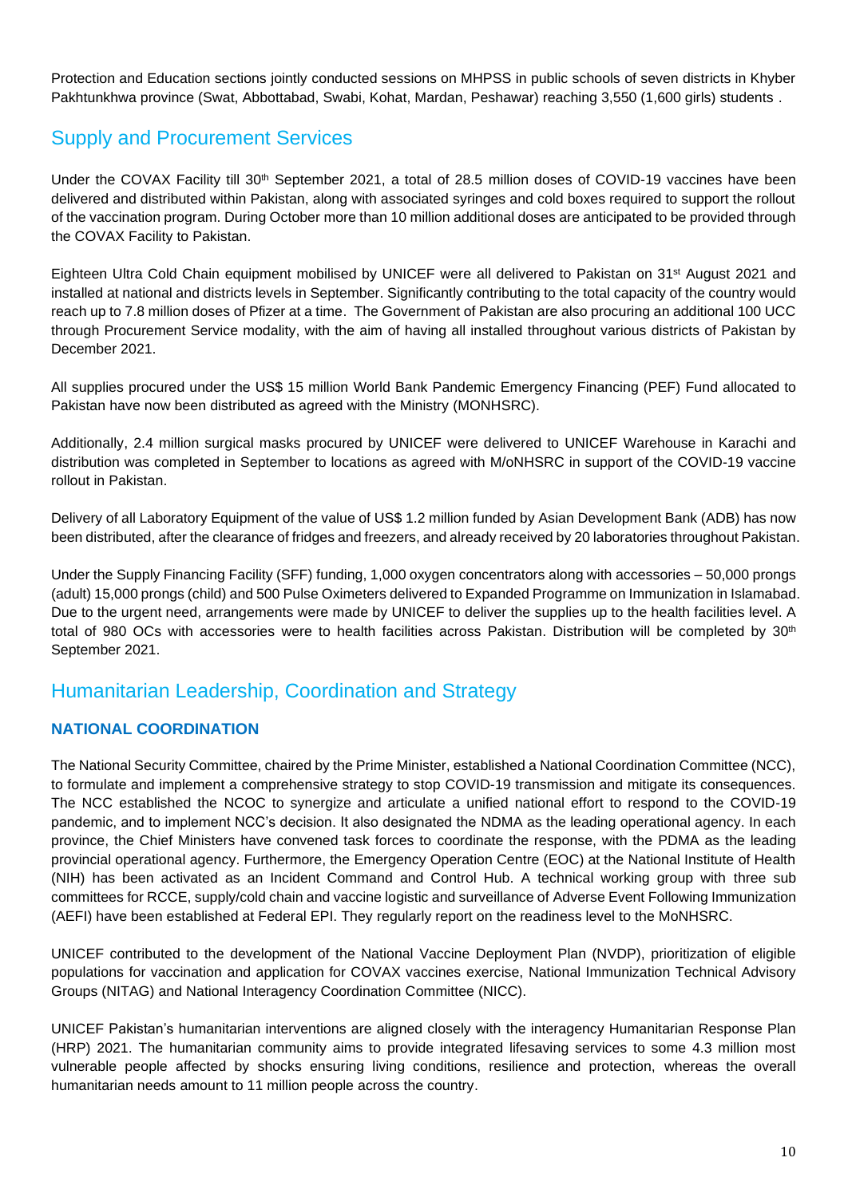Protection and Education sections jointly conducted sessions on MHPSS in public schools of seven districts in Khyber Pakhtunkhwa province (Swat, Abbottabad, Swabi, Kohat, Mardan, Peshawar) reaching 3,550 (1,600 girls) students .

## Supply and Procurement Services

Under the COVAX Facility till 30th September 2021, a total of 28.5 million doses of COVID-19 vaccines have been delivered and distributed within Pakistan, along with associated syringes and cold boxes required to support the rollout of the vaccination program. During October more than 10 million additional doses are anticipated to be provided through the COVAX Facility to Pakistan.

Eighteen Ultra Cold Chain equipment mobilised by UNICEF were all delivered to Pakistan on 31st August 2021 and installed at national and districts levels in September. Significantly contributing to the total capacity of the country would reach up to 7.8 million doses of Pfizer at a time. The Government of Pakistan are also procuring an additional 100 UCC through Procurement Service modality, with the aim of having all installed throughout various districts of Pakistan by December 2021.

All supplies procured under the US$ 15 million World Bank Pandemic Emergency Financing (PEF) Fund allocated to Pakistan have now been distributed as agreed with the Ministry (MONHSRC).

Additionally, 2.4 million surgical masks procured by UNICEF were delivered to UNICEF Warehouse in Karachi and distribution was completed in September to locations as agreed with M/oNHSRC in support of the COVID-19 vaccine rollout in Pakistan.

Delivery of all Laboratory Equipment of the value of US$ 1.2 million funded by Asian Development Bank (ADB) has now been distributed, after the clearance of fridges and freezers, and already received by 20 laboratories throughout Pakistan.

Under the Supply Financing Facility (SFF) funding, 1,000 oxygen concentrators along with accessories – 50,000 prongs (adult) 15,000 prongs (child) and 500 Pulse Oximeters delivered to Expanded Programme on Immunization in Islamabad. Due to the urgent need, arrangements were made by UNICEF to deliver the supplies up to the health facilities level. A total of 980 OCs with accessories were to health facilities across Pakistan. Distribution will be completed by 30th September 2021.

## Humanitarian Leadership, Coordination and Strategy

### NATIONAL COORDINATION

The National Security Committee, chaired by the Prime Minister, established a National Coordination Committee (NCC), to formulate and implement a comprehensive strategy to stop COVID-19 transmission and mitigate its consequences. The NCC established the NCOC to synergize and articulate a unified national effort to respond to the COVID-19 pandemic, and to implement NCC's decision. It also designated the NDMA as the leading operational agency. In each province, the Chief Ministers have convened task forces to coordinate the response, with the PDMA as the leading provincial operational agency. Furthermore, the Emergency Operation Centre (EOC) at the National Institute of Health (NIH) has been activated as an Incident Command and Control Hub. A technical working group with three sub committees for RCCE, supply/cold chain and vaccine logistic and surveillance of Adverse Event Following Immunization (AEFI) have been established at Federal EPI. They regularly report on the readiness level to the MoNHSRC.

UNICEF contributed to the development of the National Vaccine Deployment Plan (NVDP), prioritization of eligible populations for vaccination and application for COVAX vaccines exercise, National Immunization Technical Advisory Groups (NITAG) and National Interagency Coordination Committee (NICC).

UNICEF Pakistan's humanitarian interventions are aligned closely with the interagency Humanitarian Response Plan (HRP) 2021. The humanitarian community aims to provide integrated lifesaving services to some 4.3 million most vulnerable people affected by shocks ensuring living conditions, resilience and protection, whereas the overall humanitarian needs amount to 11 million people across the country.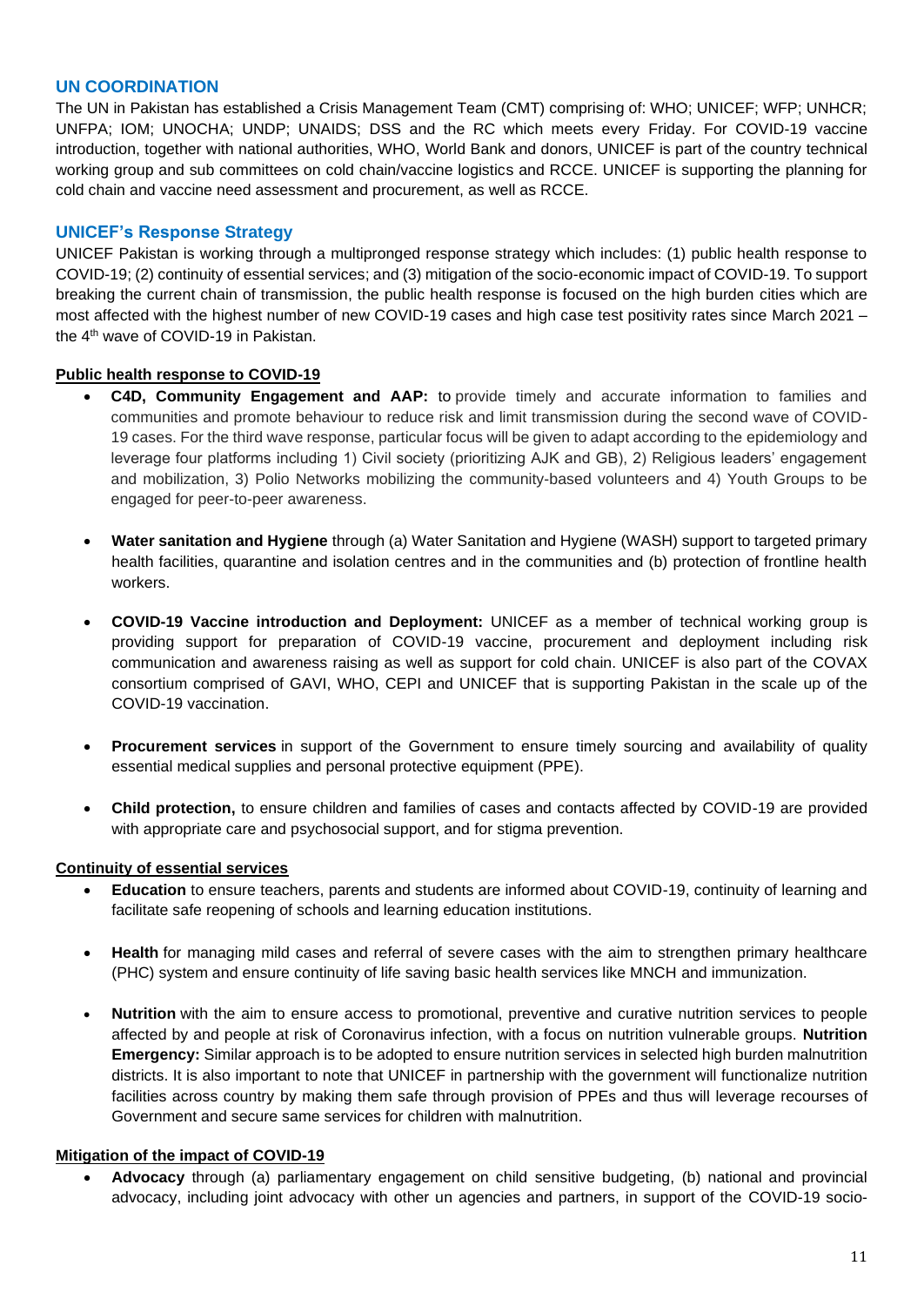## UN COORDINATION

The UN in Pakistan has established a Crisis Management Team (CMT) comprising of: WHO; UNICEF; WFP; UNHCR; UNFPA; IOM; UNOCHA; UNDP; UNAIDS; DSS and the RC which meets every Friday. For COVID-19 vaccine introduction, together with national authorities, WHO, World Bank and donors, UNICEF is part of the country technical working group and sub committees on cold chain/vaccine logistics and RCCE. UNICEF is supporting the planning for cold chain and vaccine need assessment and procurement, as well as RCCE.

## UNICEF's Response Strategy

UNICEF Pakistan is working through a multipronged response strategy which includes: (1) public health response to COVID-19; (2) continuity of essential services; and (3) mitigation of the socio-economic impact of COVID-19. To support breaking the current chain of transmission, the public health response is focused on the high burden cities which are most affected with the highest number of new COVID-19 cases and high case test positivity rates since March 2021 – the 4th wave of COVID-19 in Pakistan.

### Public health response to COVID-19

- **C4D, Community Engagement and AAP:** to provide timely and accurate information to families and communities and promote behaviour to reduce risk and limit transmission during the second wave of COVID-19 cases. For the third wave response, particular focus will be given to adapt according to the epidemiology and leverage four platforms including 1) Civil society (prioritizing AJK and GB), 2) Religious leaders' engagement and mobilization, 3) Polio Networks mobilizing the community-based volunteers and 4) Youth Groups to be engaged for peer-to-peer awareness.

- **Water sanitation and Hygiene** through (a) Water Sanitation and Hygiene (WASH) support to targeted primary health facilities, quarantine and isolation centres and in the communities and (b) protection of frontline health workers.

- **COVID-19 Vaccine introduction and Deployment:** UNICEF as a member of technical working group is providing support for preparation of COVID-19 vaccine, procurement and deployment including risk communication and awareness raising as well as support for cold chain. UNICEF is also part of the COVAX consortium comprised of GAVI, WHO, CEPI and UNICEF that is supporting Pakistan in the scale up of the COVID-19 vaccination.

- **Procurement services** in support of the Government to ensure timely sourcing and availability of quality essential medical supplies and personal protective equipment (PPE).

- **Child protection,** to ensure children and families of cases and contacts affected by COVID-19 are provided with appropriate care and psychosocial support, and for stigma prevention.

### Continuity of essential services

- **Education** to ensure teachers, parents and students are informed about COVID-19, continuity of learning and facilitate safe reopening of schools and learning education institutions.

- **Health** for managing mild cases and referral of severe cases with the aim to strengthen primary healthcare (PHC) system and ensure continuity of life saving basic health services like MNCH and immunization.

- **Nutrition** with the aim to ensure access to promotional, preventive and curative nutrition services to people affected by and people at risk of Coronavirus infection, with a focus on nutrition vulnerable groups. **Nutrition Emergency:** Similar approach is to be adopted to ensure nutrition services in selected high burden malnutrition districts. It is also important to note that UNICEF in partnership with the government will functionalize nutrition facilities across country by making them safe through provision of PPEs and thus will leverage recourses of Government and secure same services for children with malnutrition.

### Mitigation of the impact of COVID-19

- **Advocacy** through (a) parliamentary engagement on child sensitive budgeting, (b) national and provincial advocacy, including joint advocacy with other un agencies and partners, in support of the COVID-19 socio-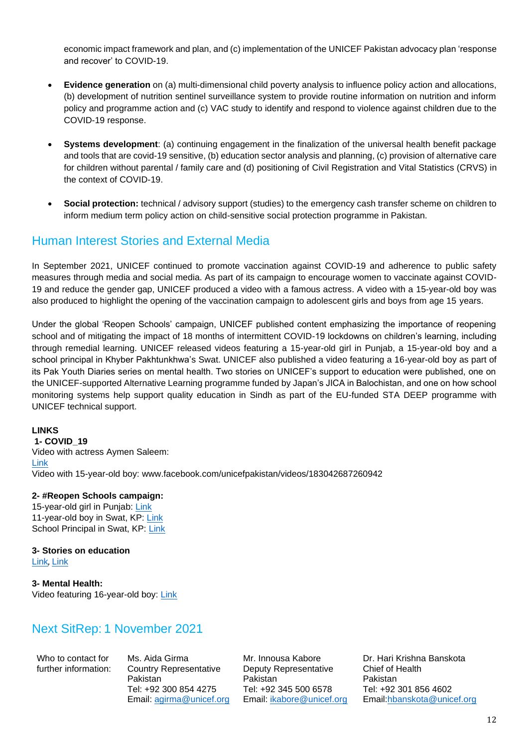economic impact framework and plan, and (c) implementation of the UNICEF Pakistan advocacy plan 'response and recover' to COVID-19.

- **Evidence generation** on (a) multi-dimensional child poverty analysis to influence policy action and allocations, (b) development of nutrition sentinel surveillance system to provide routine information on nutrition and inform policy and programme action and (c) VAC study to identify and respond to violence against children due to the COVID-19 response.

- **Systems development**: (a) continuing engagement in the finalization of the universal health benefit package and tools that are covid-19 sensitive, (b) education sector analysis and planning, (c) provision of alternative care for children without parental / family care and (d) positioning of Civil Registration and Vital Statistics (CRVS) in the context of COVID-19.

- **Social protection:** technical / advisory support (studies) to the emergency cash transfer scheme on children to inform medium term policy action on child-sensitive social protection programme in Pakistan.

## Human Interest Stories and External Media

In September 2021, UNICEF continued to promote vaccination against COVID-19 and adherence to public safety measures through media and social media. As part of its campaign to encourage women to vaccinate against COVID-19 and reduce the gender gap, UNICEF produced a video with a famous actress. A video with a 15-year-old boy was also produced to highlight the opening of the vaccination campaign to adolescent girls and boys from age 15 years.

Under the global 'Reopen Schools' campaign, UNICEF published content emphasizing the importance of reopening school and of mitigating the impact of 18 months of intermittent COVID-19 lockdowns on children's learning, including through remedial learning. UNICEF released videos featuring a 15-year-old girl in Punjab, a 15-year-old boy and a school principal in Khyber Pakhtunkhwa's Swat. UNICEF also published a video featuring a 16-year-old boy as part of its Pak Youth Diaries series on mental health. Two stories on UNICEF's support to education were published, one on the UNICEF-supported Alternative Learning programme funded by Japan's JICA in Balochistan, and one on how school monitoring systems help support quality education in Sindh as part of the EU-funded STA DEEP programme with UNICEF technical support.

**LINKS**

**1- COVID_19**

Video with actress Aymen Saleem:
Link
Video with 15-year-old boy: www.facebook.com/unicefpakistan/videos/183042687260942

**2- #Reopen Schools campaign:**

15-year-old girl in Punjab: Link
11-year-old boy in Swat, KP: Link
School Principal in Swat, KP: Link

**3- Stories on education**

Link, Link

**3- Mental Health:**

Video featuring 16-year-old boy: Link

## Next SitRep: 1 November 2021

| Who to contact for further information: | Ms. Aida Girma<br>Country Representative<br>Pakistan<br>Tel: +92 300 854 4275<br>Email: agirma@unicef.org | Mr. Innousa Kabore<br>Deputy Representative<br>Pakistan<br>Tel: +92 345 500 6578<br>Email: ikabore@unicef.org | Dr. Hari Krishna Banskota<br>Chief of Health<br>Pakistan<br>Tel: +92 301 856 4602<br>Email:hbanskota@unicef.org |
|---|---|---|---|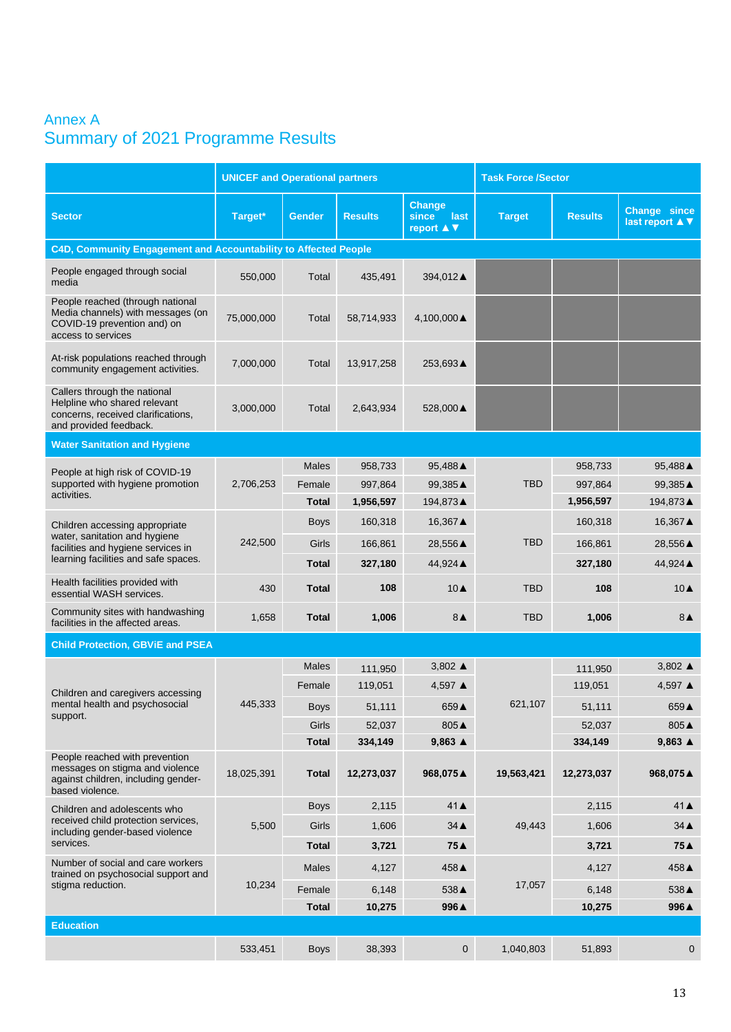# Annex A
## Summary of 2021 Programme Results

| | UNICEF and Operational partners | | | | Task Force /Sector | | |
|---|---|---|---|---|---|---|---|
| **Sector** | **Target*** | **Gender** | **Results** | **Change since last report ▲▼** | **Target** | **Results** | **Change since last report ▲▼** |
| **C4D, Community Engagement and Accountability to Affected People** | | | | | | | |
| People engaged through social media | 550,000 | Total | 435,491 | 394,012▲ | | | |
| People reached (through national Media channels) with messages (on COVID-19 prevention and) on access to services | 75,000,000 | Total | 58,714,933 | 4,100,000▲ | | | |
| At-risk populations reached through community engagement activities. | 7,000,000 | Total | 13,917,258 | 253,693▲ | | | |
| Callers through the national Helpline who shared relevant concerns, received clarifications, and provided feedback. | 3,000,000 | Total | 2,643,934 | 528,000▲ | | | |
| **Water Sanitation and Hygiene** | | | | | | | |
| People at high risk of COVID-19 supported with hygiene promotion activities. | 2,706,253 | Males | 958,733 | 95,488▲ | TBD | 958,733 | 95,488▲ |
| | | Female | 997,864 | 99,385▲ | | 997,864 | 99,385▲ |
| | | **Total** | **1,956,597** | 194,873▲ | | **1,956,597** | 194,873▲ |
| Children accessing appropriate water, sanitation and hygiene facilities and hygiene services in learning facilities and safe spaces. | 242,500 | Boys | 160,318 | 16,367▲ | TBD | 160,318 | 16,367▲ |
| | | Girls | 166,861 | 28,556▲ | | 166,861 | 28,556▲ |
| | | **Total** | **327,180** | 44,924▲ | | **327,180** | 44,924▲ |
| Health facilities provided with essential WASH services. | 430 | **Total** | **108** | 10▲ | TBD | **108** | 10▲ |
| Community sites with handwashing facilities in the affected areas. | 1,658 | **Total** | **1,006** | 8▲ | TBD | **1,006** | 8▲ |
| **Child Protection, GBViE and PSEA** | | | | | | | |
| Children and caregivers accessing mental health and psychosocial support. | 445,333 | Males | 111,950 | 3,802 ▲ | 621,107 | 111,950 | 3,802 ▲ |
| | | Female | 119,051 | 4,597 ▲ | | 119,051 | 4,597 ▲ |
| | | Boys | 51,111 | 659▲ | | 51,111 | 659▲ |
| | | Girls | 52,037 | 805▲ | | 52,037 | 805▲ |
| | | **Total** | **334,149** | **9,863 ▲** | | **334,149** | **9,863 ▲** |
| People reached with prevention messages on stigma and violence against children, including gender-based violence. | 18,025,391 | **Total** | **12,273,037** | **968,075▲** | **19,563,421** | **12,273,037** | **968,075▲** |
| Children and adolescents who received child protection services, including gender-based violence services. | 5,500 | Boys | 2,115 | 41▲ | 49,443 | 2,115 | 41▲ |
| | | Girls | 1,606 | 34▲ | | 1,606 | 34▲ |
| | | **Total** | **3,721** | **75▲** | | **3,721** | **75▲** |
| Number of social and care workers trained on psychosocial support and stigma reduction. | 10,234 | Males | 4,127 | 458▲ | 17,057 | 4,127 | 458▲ |
| | | Female | 6,148 | 538▲ | | 6,148 | 538▲ |
| | | **Total** | **10,275** | **996▲** | | **10,275** | **996▲** |
| **Education** | | | | | | | |
| | 533,451 | Boys | 38,393 | 0 | 1,040,803 | 51,893 | 0 |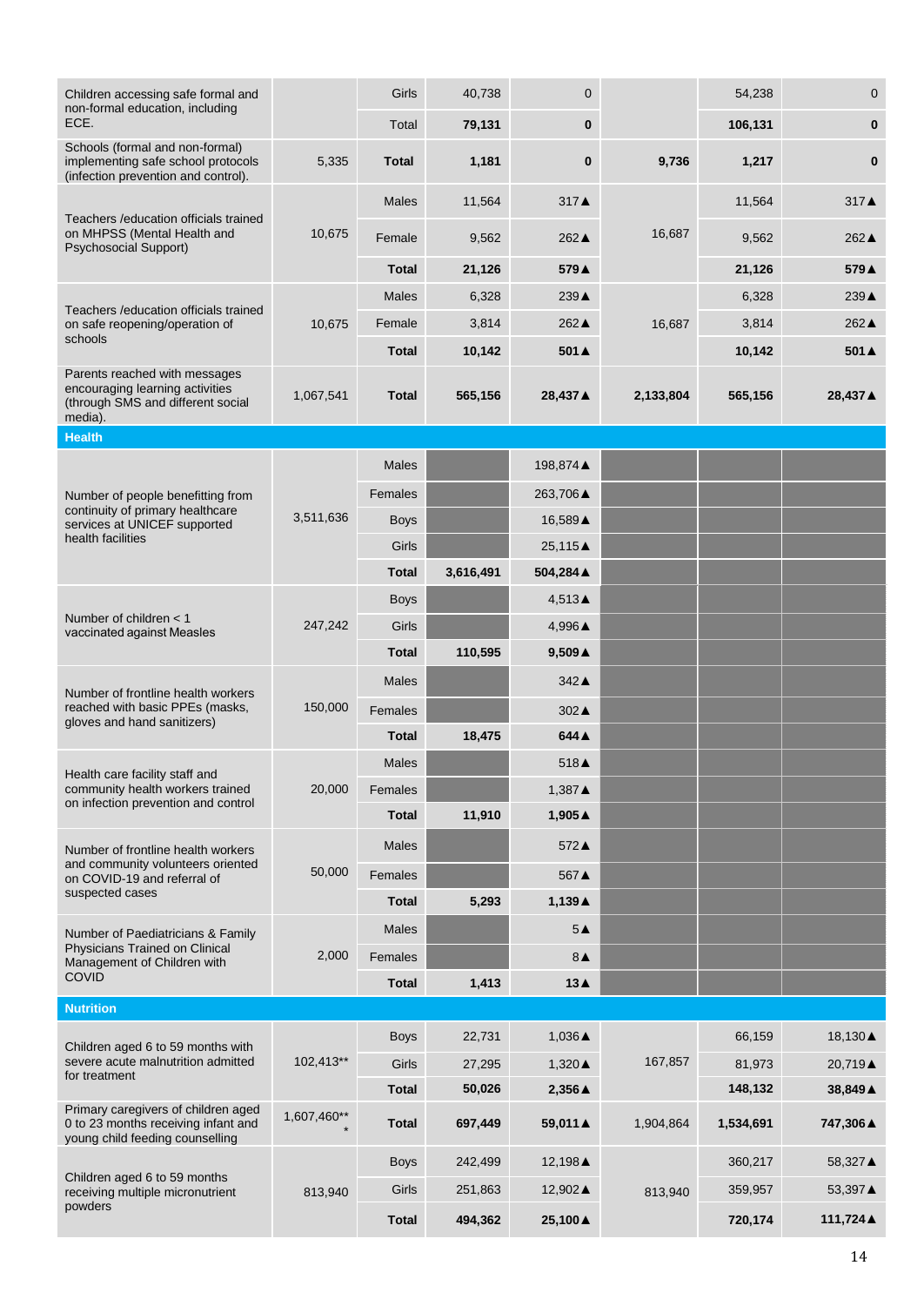| | | | | | | | |
|---|---|---|---|---|---|---|---|
| Children accessing safe formal and non-formal education, including ECE. | | Girls | 40,738 | 0 | | 54,238 | 0 |
| | | Total | **79,131** | **0** | | **106,131** | **0** |
| Schools (formal and non-formal) implementing safe school protocols (infection prevention and control). | 5,335 | **Total** | **1,181** | **0** | **9,736** | **1,217** | **0** |
| Teachers /education officials trained on MHPSS (Mental Health and Psychosocial Support) | 10,675 | Males | 11,564 | 317▲ | 16,687 | 11,564 | 317▲ |
| | | Female | 9,562 | 262▲ | | 9,562 | 262▲ |
| | | **Total** | **21,126** | **579▲** | | **21,126** | **579▲** |
| Teachers /education officials trained on safe reopening/operation of schools | 10,675 | Males | 6,328 | 239▲ | 16,687 | 6,328 | 239▲ |
| | | Female | 3,814 | 262▲ | | 3,814 | 262▲ |
| | | **Total** | **10,142** | **501▲** | | **10,142** | **501▲** |
| Parents reached with messages encouraging learning activities (through SMS and different social media). | 1,067,541 | **Total** | **565,156** | **28,437▲** | **2,133,804** | **565,156** | **28,437▲** |
| **Health** | | | | | | | |
| Number of people benefitting from continuity of primary healthcare services at UNICEF supported health facilities | 3,511,636 | Males | | 198,874▲ | | | |
| | | Females | | 263,706▲ | | | |
| | | Boys | | 16,589▲ | | | |
| | | Girls | | 25,115▲ | | | |
| | | **Total** | **3,616,491** | **504,284▲** | | | |
| Number of children < 1 vaccinated against Measles | 247,242 | Boys | | 4,513▲ | | | |
| | | Girls | | 4,996▲ | | | |
| | | **Total** | **110,595** | **9,509▲** | | | |
| Number of frontline health workers reached with basic PPEs (masks, gloves and hand sanitizers) | 150,000 | Males | | 342▲ | | | |
| | | Females | | 302▲ | | | |
| | | **Total** | **18,475** | **644▲** | | | |
| Health care facility staff and community health workers trained on infection prevention and control | 20,000 | Males | | 518▲ | | | |
| | | Females | | 1,387▲ | | | |
| | | **Total** | **11,910** | **1,905▲** | | | |
| Number of frontline health workers and community volunteers oriented on COVID-19 and referral of suspected cases | 50,000 | Males | | 572▲ | | | |
| | | Females | | 567▲ | | | |
| | | **Total** | **5,293** | **1,139▲** | | | |
| Number of Paediatricians & Family Physicians Trained on Clinical Management of Children with COVID | 2,000 | Males | | 5▲ | | | |
| | | Females | | 8▲ | | | |
| | | **Total** | **1,413** | **13▲** | | | |
| **Nutrition** | | | | | | | |
| Children aged 6 to 59 months with severe acute malnutrition admitted for treatment | 102,413** | Boys | 22,731 | 1,036▲ | 167,857 | 66,159 | 18,130▲ |
| | | Girls | 27,295 | 1,320▲ | | 81,973 | 20,719▲ |
| | | **Total** | **50,026** | **2,356▲** | | **148,132** | **38,849▲** |
| Primary caregivers of children aged 0 to 23 months receiving infant and young child feeding counselling | 1,607,460*** | **Total** | **697,449** | **59,011▲** | 1,904,864 | **1,534,691** | **747,306▲** |
| Children aged 6 to 59 months receiving multiple micronutrient powders | 813,940 | Boys | 242,499 | 12,198▲ | 813,940 | 360,217 | 58,327▲ |
| | | Girls | 251,863 | 12,902▲ | | 359,957 | 53,397▲ |
| | | **Total** | **494,362** | **25,100▲** | | **720,174** | **111,724▲** |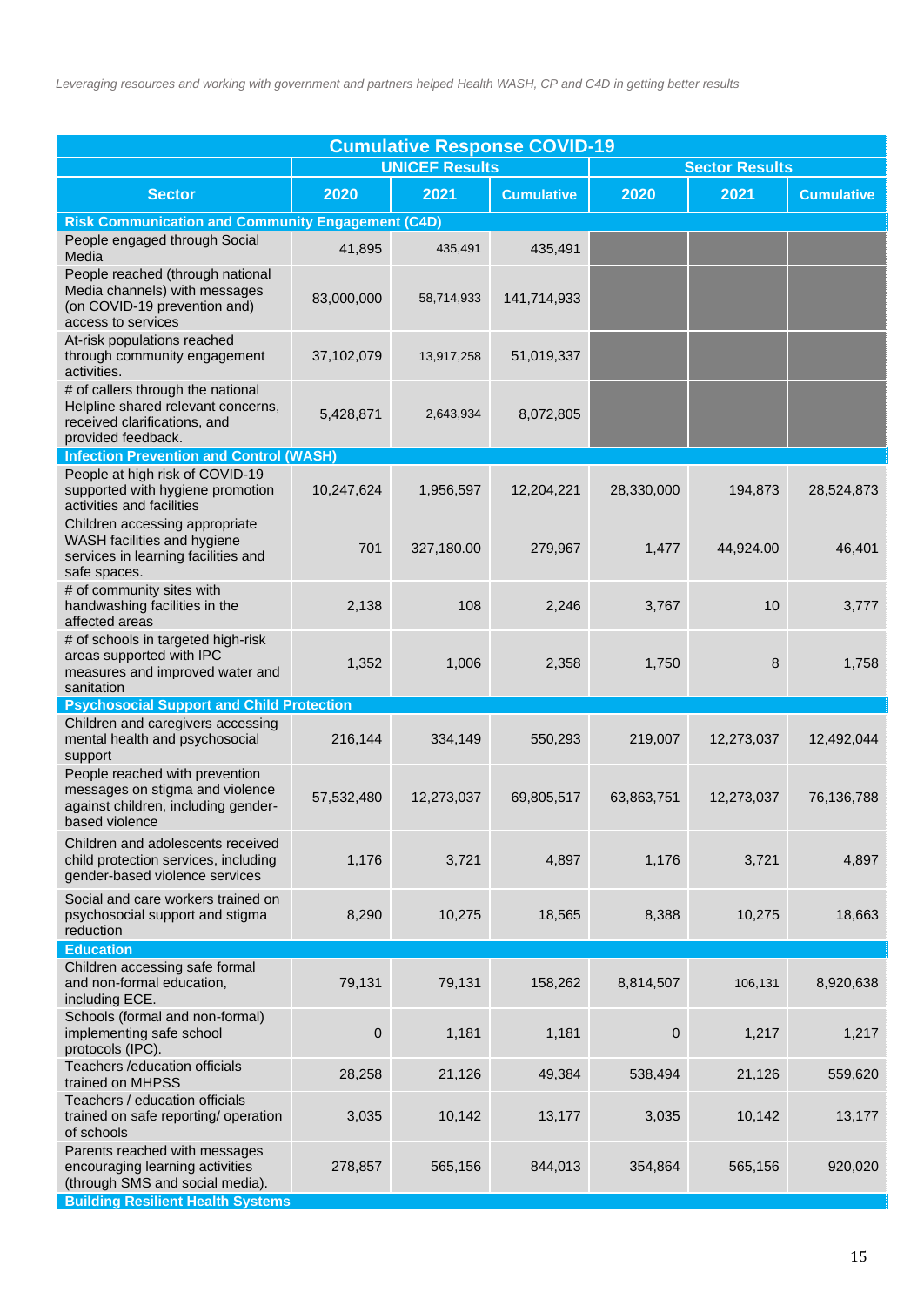*Leveraging resources and working with government and partners helped Health WASH, CP and C4D in getting better results*

| Cumulative Response COVID-19 | | | | | | |
|---|---|---|---|---|---|---|
| | UNICEF Results | | | Sector Results | | |
| Sector | 2020 | 2021 | Cumulative | 2020 | 2021 | Cumulative |
| **Risk Communication and Community Engagement (C4D)** | | | | | | |
| People engaged through Social Media | 41,895 | 435,491 | 435,491 | | | |
| People reached (through national Media channels) with messages (on COVID-19 prevention and) access to services | 83,000,000 | 58,714,933 | 141,714,933 | | | |
| At-risk populations reached through community engagement activities. | 37,102,079 | 13,917,258 | 51,019,337 | | | |
| # of callers through the national Helpline shared relevant concerns, received clarifications, and provided feedback. | 5,428,871 | 2,643,934 | 8,072,805 | | | |
| **Infection Prevention and Control (WASH)** | | | | | | |
| People at high risk of COVID-19 supported with hygiene promotion activities and facilities | 10,247,624 | 1,956,597 | 12,204,221 | 28,330,000 | 194,873 | 28,524,873 |
| Children accessing appropriate WASH facilities and hygiene services in learning facilities and safe spaces. | 701 | 327,180.00 | 279,967 | 1,477 | 44,924.00 | 46,401 |
| # of community sites with handwashing facilities in the affected areas | 2,138 | 108 | 2,246 | 3,767 | 10 | 3,777 |
| # of schools in targeted high-risk areas supported with IPC measures and improved water and sanitation | 1,352 | 1,006 | 2,358 | 1,750 | 8 | 1,758 |
| **Psychosocial Support and Child Protection** | | | | | | |
| Children and caregivers accessing mental health and psychosocial support | 216,144 | 334,149 | 550,293 | 219,007 | 12,273,037 | 12,492,044 |
| People reached with prevention messages on stigma and violence against children, including gender-based violence | 57,532,480 | 12,273,037 | 69,805,517 | 63,863,751 | 12,273,037 | 76,136,788 |
| Children and adolescents received child protection services, including gender-based violence services | 1,176 | 3,721 | 4,897 | 1,176 | 3,721 | 4,897 |
| Social and care workers trained on psychosocial support and stigma reduction | 8,290 | 10,275 | 18,565 | 8,388 | 10,275 | 18,663 |
| **Education** | | | | | | |
| Children accessing safe formal and non-formal education, including ECE. | 79,131 | 79,131 | 158,262 | 8,814,507 | 106,131 | 8,920,638 |
| Schools (formal and non-formal) implementing safe school protocols (IPC). | 0 | 1,181 | 1,181 | 0 | 1,217 | 1,217 |
| Teachers /education officials trained on MHPSS | 28,258 | 21,126 | 49,384 | 538,494 | 21,126 | 559,620 |
| Teachers / education officials trained on safe reporting/ operation of schools | 3,035 | 10,142 | 13,177 | 3,035 | 10,142 | 13,177 |
| Parents reached with messages encouraging learning activities (through SMS and social media). | 278,857 | 565,156 | 844,013 | 354,864 | 565,156 | 920,020 |
| **Building Resilient Health Systems** | | | | | | |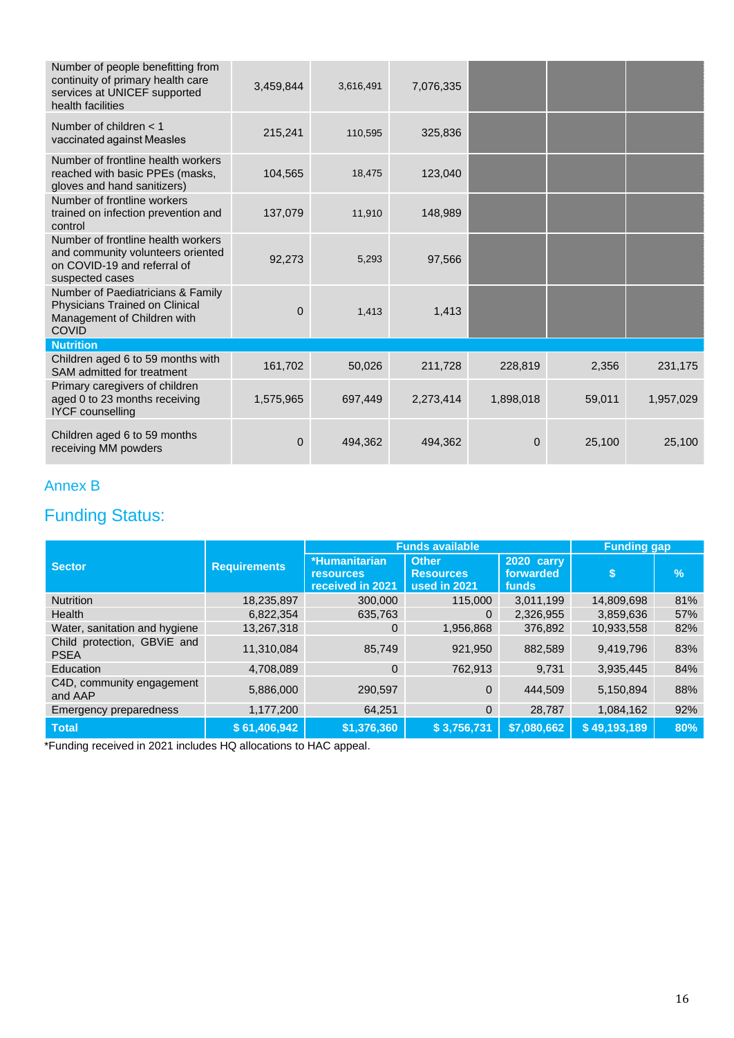| | | | | | | |
|---|---|---|---|---|---|---|
| Number of people benefitting from continuity of primary health care services at UNICEF supported health facilities | 3,459,844 | 3,616,491 | 7,076,335 | | | |
| Number of children < 1 vaccinated against Measles | 215,241 | 110,595 | 325,836 | | | |
| Number of frontline health workers reached with basic PPEs (masks, gloves and hand sanitizers) | 104,565 | 18,475 | 123,040 | | | |
| Number of frontline workers trained on infection prevention and control | 137,079 | 11,910 | 148,989 | | | |
| Number of frontline health workers and community volunteers oriented on COVID-19 and referral of suspected cases | 92,273 | 5,293 | 97,566 | | | |
| Number of Paediatricians & Family Physicians Trained on Clinical Management of Children with COVID | 0 | 1,413 | 1,413 | | | |
| **Nutrition** | | | | | | |
| Children aged 6 to 59 months with SAM admitted for treatment | 161,702 | 50,026 | 211,728 | 228,819 | 2,356 | 231,175 |
| Primary caregivers of children aged 0 to 23 months receiving IYCF counselling | 1,575,965 | 697,449 | 2,273,414 | 1,898,018 | 59,011 | 1,957,029 |
| Children aged 6 to 59 months receiving MM powders | 0 | 494,362 | 494,362 | 0 | 25,100 | 25,100 |

## Annex B

## Funding Status:

| Sector | Requirements | Funds available | | | Funding gap | |
|---|---|---|---|---|---|---|
| | | *Humanitarian resources received in 2021 | Other Resources used in 2021 | 2020 carry forwarded funds | $ | % |
| Nutrition | 18,235,897 | 300,000 | 115,000 | 3,011,199 | 14,809,698 | 81% |
| Health | 6,822,354 | 635,763 | 0 | 2,326,955 | 3,859,636 | 57% |
| Water, sanitation and hygiene | 13,267,318 | 0 | 1,956,868 | 376,892 | 10,933,558 | 82% |
| Child protection, GBViE and PSEA | 11,310,084 | 85,749 | 921,950 | 882,589 | 9,419,796 | 83% |
| Education | 4,708,089 | 0 | 762,913 | 9,731 | 3,935,445 | 84% |
| C4D, community engagement and AAP | 5,886,000 | 290,597 | 0 | 444,509 | 5,150,894 | 88% |
| Emergency preparedness | 1,177,200 | 64,251 | 0 | 28,787 | 1,084,162 | 92% |
| **Total** | **$ 61,406,942** | **$1,376,360** | **$ 3,756,731** | **$7,080,662** | **$ 49,193,189** | **80%** |

*Funding received in 2021 includes HQ allocations to HAC appeal.